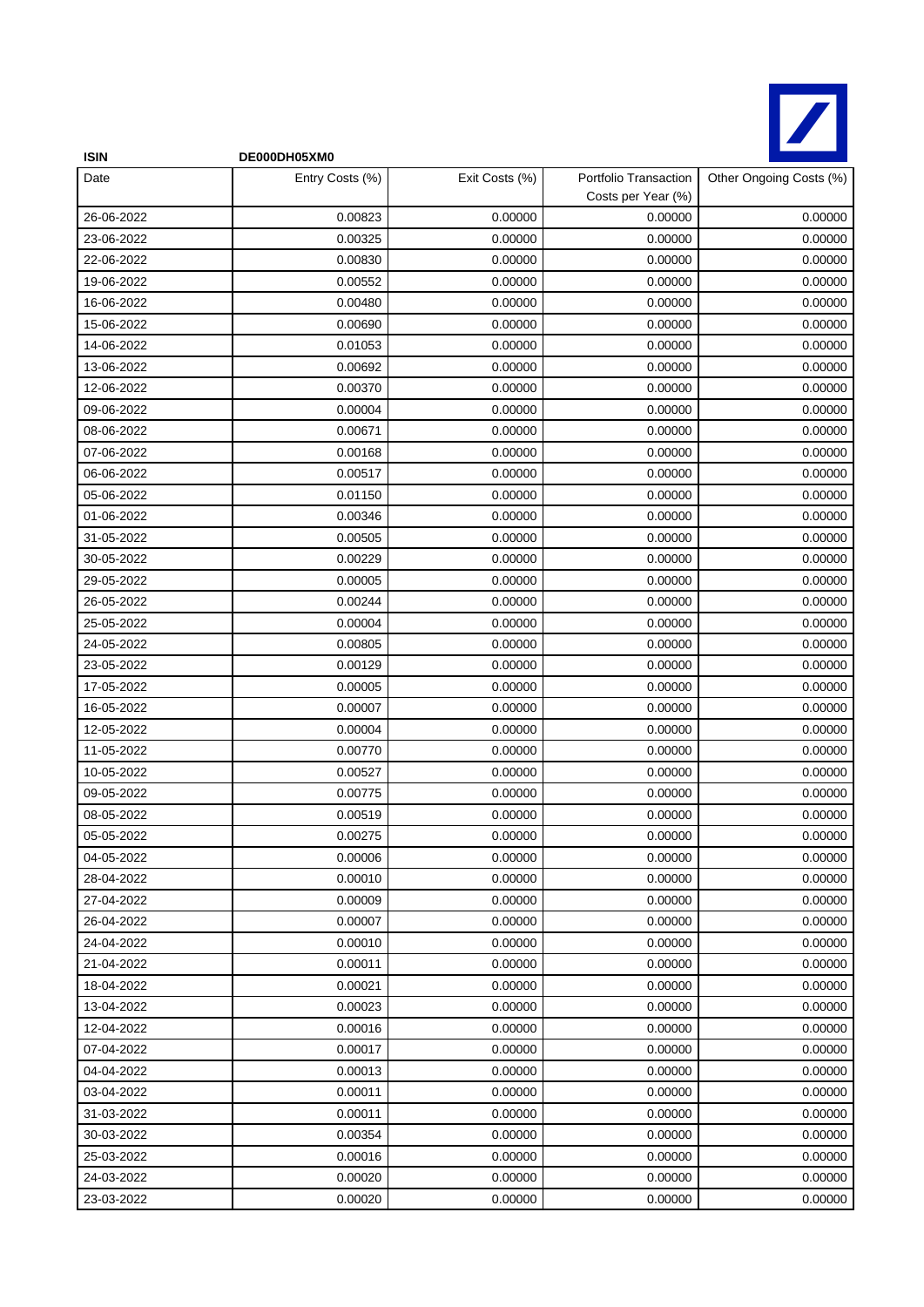| ISIN | DE000DH05XM0 | | | |
|---|---|---|---|---|
| Date | Entry Costs (%) | Exit Costs (%) | Portfolio Transaction Costs per Year (%) | Other Ongoing Costs (%) |
| 26-06-2022 | 0.00823 | 0.00000 | 0.00000 | 0.00000 |
| 23-06-2022 | 0.00325 | 0.00000 | 0.00000 | 0.00000 |
| 22-06-2022 | 0.00830 | 0.00000 | 0.00000 | 0.00000 |
| 19-06-2022 | 0.00552 | 0.00000 | 0.00000 | 0.00000 |
| 16-06-2022 | 0.00480 | 0.00000 | 0.00000 | 0.00000 |
| 15-06-2022 | 0.00690 | 0.00000 | 0.00000 | 0.00000 |
| 14-06-2022 | 0.01053 | 0.00000 | 0.00000 | 0.00000 |
| 13-06-2022 | 0.00692 | 0.00000 | 0.00000 | 0.00000 |
| 12-06-2022 | 0.00370 | 0.00000 | 0.00000 | 0.00000 |
| 09-06-2022 | 0.00004 | 0.00000 | 0.00000 | 0.00000 |
| 08-06-2022 | 0.00671 | 0.00000 | 0.00000 | 0.00000 |
| 07-06-2022 | 0.00168 | 0.00000 | 0.00000 | 0.00000 |
| 06-06-2022 | 0.00517 | 0.00000 | 0.00000 | 0.00000 |
| 05-06-2022 | 0.01150 | 0.00000 | 0.00000 | 0.00000 |
| 01-06-2022 | 0.00346 | 0.00000 | 0.00000 | 0.00000 |
| 31-05-2022 | 0.00505 | 0.00000 | 0.00000 | 0.00000 |
| 30-05-2022 | 0.00229 | 0.00000 | 0.00000 | 0.00000 |
| 29-05-2022 | 0.00005 | 0.00000 | 0.00000 | 0.00000 |
| 26-05-2022 | 0.00244 | 0.00000 | 0.00000 | 0.00000 |
| 25-05-2022 | 0.00004 | 0.00000 | 0.00000 | 0.00000 |
| 24-05-2022 | 0.00805 | 0.00000 | 0.00000 | 0.00000 |
| 23-05-2022 | 0.00129 | 0.00000 | 0.00000 | 0.00000 |
| 17-05-2022 | 0.00005 | 0.00000 | 0.00000 | 0.00000 |
| 16-05-2022 | 0.00007 | 0.00000 | 0.00000 | 0.00000 |
| 12-05-2022 | 0.00004 | 0.00000 | 0.00000 | 0.00000 |
| 11-05-2022 | 0.00770 | 0.00000 | 0.00000 | 0.00000 |
| 10-05-2022 | 0.00527 | 0.00000 | 0.00000 | 0.00000 |
| 09-05-2022 | 0.00775 | 0.00000 | 0.00000 | 0.00000 |
| 08-05-2022 | 0.00519 | 0.00000 | 0.00000 | 0.00000 |
| 05-05-2022 | 0.00275 | 0.00000 | 0.00000 | 0.00000 |
| 04-05-2022 | 0.00006 | 0.00000 | 0.00000 | 0.00000 |
| 28-04-2022 | 0.00010 | 0.00000 | 0.00000 | 0.00000 |
| 27-04-2022 | 0.00009 | 0.00000 | 0.00000 | 0.00000 |
| 26-04-2022 | 0.00007 | 0.00000 | 0.00000 | 0.00000 |
| 24-04-2022 | 0.00010 | 0.00000 | 0.00000 | 0.00000 |
| 21-04-2022 | 0.00011 | 0.00000 | 0.00000 | 0.00000 |
| 18-04-2022 | 0.00021 | 0.00000 | 0.00000 | 0.00000 |
| 13-04-2022 | 0.00023 | 0.00000 | 0.00000 | 0.00000 |
| 12-04-2022 | 0.00016 | 0.00000 | 0.00000 | 0.00000 |
| 07-04-2022 | 0.00017 | 0.00000 | 0.00000 | 0.00000 |
| 04-04-2022 | 0.00013 | 0.00000 | 0.00000 | 0.00000 |
| 03-04-2022 | 0.00011 | 0.00000 | 0.00000 | 0.00000 |
| 31-03-2022 | 0.00011 | 0.00000 | 0.00000 | 0.00000 |
| 30-03-2022 | 0.00354 | 0.00000 | 0.00000 | 0.00000 |
| 25-03-2022 | 0.00016 | 0.00000 | 0.00000 | 0.00000 |
| 24-03-2022 | 0.00020 | 0.00000 | 0.00000 | 0.00000 |
| 23-03-2022 | 0.00020 | 0.00000 | 0.00000 | 0.00000 |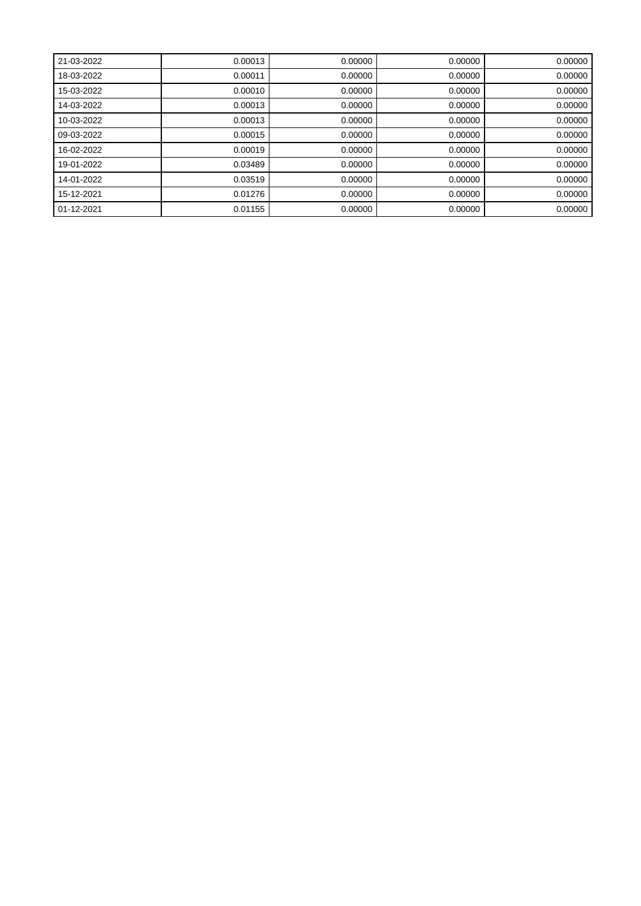| | | | | |
|---|---|---|---|---|
| 21-03-2022 | 0.00013 | 0.00000 | 0.00000 | 0.00000 |
| 18-03-2022 | 0.00011 | 0.00000 | 0.00000 | 0.00000 |
| 15-03-2022 | 0.00010 | 0.00000 | 0.00000 | 0.00000 |
| 14-03-2022 | 0.00013 | 0.00000 | 0.00000 | 0.00000 |
| 10-03-2022 | 0.00013 | 0.00000 | 0.00000 | 0.00000 |
| 09-03-2022 | 0.00015 | 0.00000 | 0.00000 | 0.00000 |
| 16-02-2022 | 0.00019 | 0.00000 | 0.00000 | 0.00000 |
| 19-01-2022 | 0.03489 | 0.00000 | 0.00000 | 0.00000 |
| 14-01-2022 | 0.03519 | 0.00000 | 0.00000 | 0.00000 |
| 15-12-2021 | 0.01276 | 0.00000 | 0.00000 | 0.00000 |
| 01-12-2021 | 0.01155 | 0.00000 | 0.00000 | 0.00000 |